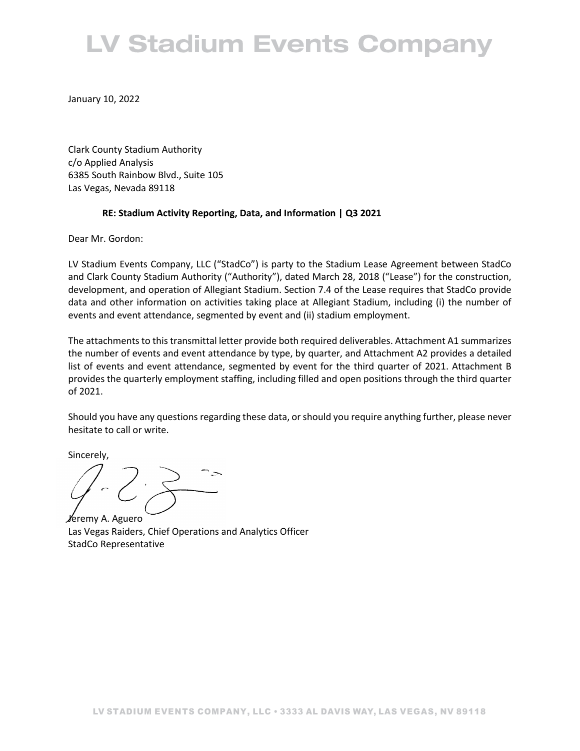# LV Stadium Events Company

January 10, 2022

Clark County Stadium Authority
c/o Applied Analysis
6385 South Rainbow Blvd., Suite 105
Las Vegas, Nevada 89118

**RE: Stadium Activity Reporting, Data, and Information | Q3 2021**

Dear Mr. Gordon:

LV Stadium Events Company, LLC ("StadCo") is party to the Stadium Lease Agreement between StadCo and Clark County Stadium Authority ("Authority"), dated March 28, 2018 ("Lease") for the construction, development, and operation of Allegiant Stadium. Section 7.4 of the Lease requires that StadCo provide data and other information on activities taking place at Allegiant Stadium, including (i) the number of events and event attendance, segmented by event and (ii) stadium employment.

The attachments to this transmittal letter provide both required deliverables. Attachment A1 summarizes the number of events and event attendance by type, by quarter, and Attachment A2 provides a detailed list of events and event attendance, segmented by event for the third quarter of 2021. Attachment B provides the quarterly employment staffing, including filled and open positions through the third quarter of 2021.

Should you have any questions regarding these data, or should you require anything further, please never hesitate to call or write.

Sincerely,

Jeremy A. Aguero
Las Vegas Raiders, Chief Operations and Analytics Officer
StadCo Representative

LV STADIUM EVENTS COMPANY, LLC • 3333 AL DAVIS WAY, LAS VEGAS, NV 89118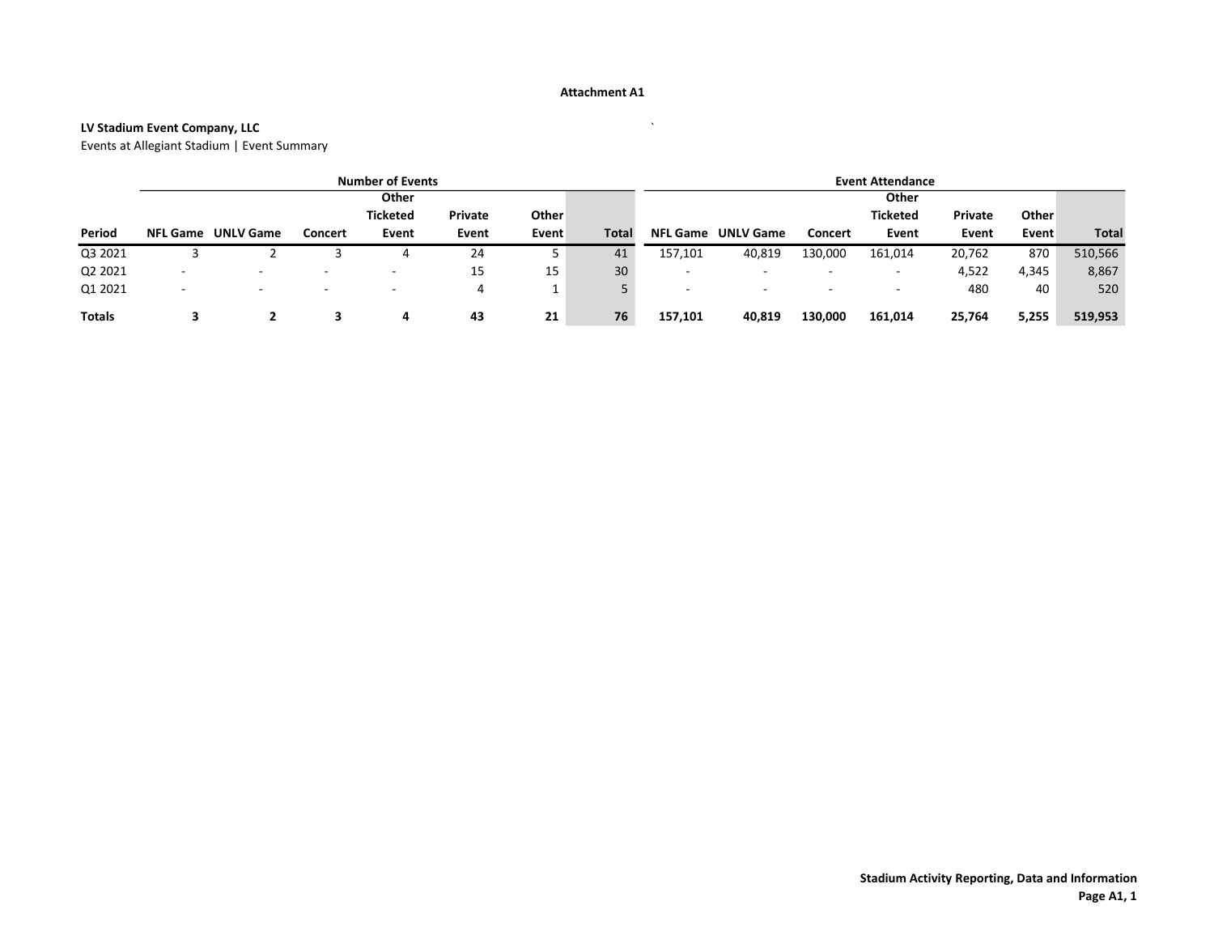**Attachment A1**

**LV Stadium Event Company, LLC**

Events at Allegiant Stadium | Event Summary

| | Number of Events | | | | | | | Event Attendance | | | | | | |
|---|---|---|---|---|---|---|---|---|---|---|---|---|---|---|
| **Period** | **NFL Game** | **UNLV Game** | **Concert** | **Other Ticketed Event** | **Private Event** | **Other Event** | **Total** | **NFL Game** | **UNLV Game** | **Concert** | **Other Ticketed Event** | **Private Event** | **Other Event** | **Total** |
| Q3 2021 | 3 | 2 | 3 | 4 | 24 | 5 | 41 | 157,101 | 40,819 | 130,000 | 161,014 | 20,762 | 870 | 510,566 |
| Q2 2021 | - | - | - | - | 15 | 15 | 30 | - | - | - | - | 4,522 | 4,345 | 8,867 |
| Q1 2021 | - | - | - | - | 4 | 1 | 5 | - | - | - | - | 480 | 40 | 520 |
| **Totals** | **3** | **2** | **3** | **4** | **43** | **21** | **76** | **157,101** | **40,819** | **130,000** | **161,014** | **25,764** | **5,255** | **519,953** |

**Stadium Activity Reporting, Data and Information**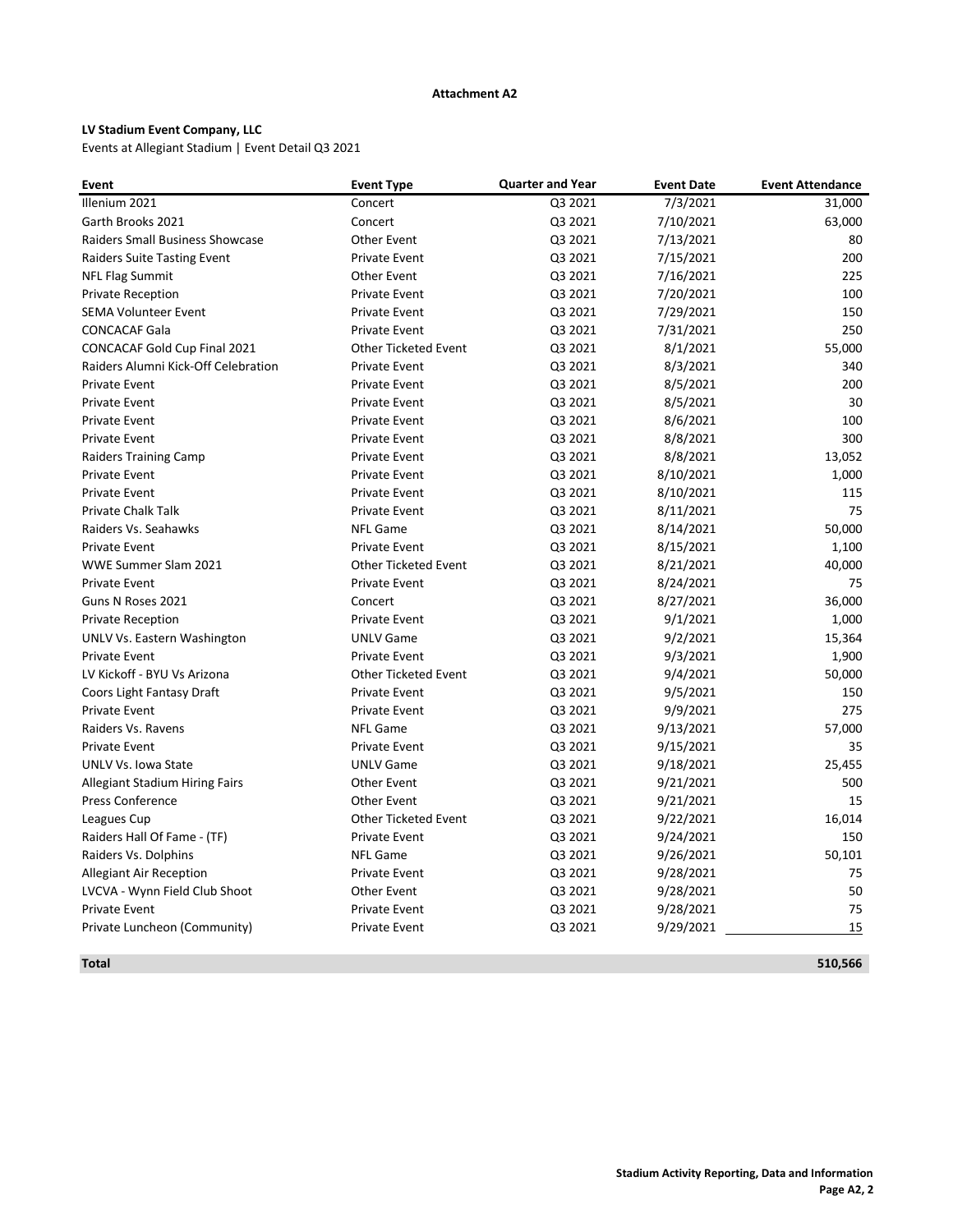**Attachment A2**

**LV Stadium Event Company, LLC**

Events at Allegiant Stadium | Event Detail Q3 2021

| Event | Event Type | Quarter and Year | Event Date | Event Attendance |
|---|---|---|---|---|
| Illenium 2021 | Concert | Q3 2021 | 7/3/2021 | 31,000 |
| Garth Brooks 2021 | Concert | Q3 2021 | 7/10/2021 | 63,000 |
| Raiders Small Business Showcase | Other Event | Q3 2021 | 7/13/2021 | 80 |
| Raiders Suite Tasting Event | Private Event | Q3 2021 | 7/15/2021 | 200 |
| NFL Flag Summit | Other Event | Q3 2021 | 7/16/2021 | 225 |
| Private Reception | Private Event | Q3 2021 | 7/20/2021 | 100 |
| SEMA Volunteer Event | Private Event | Q3 2021 | 7/29/2021 | 150 |
| CONCACAF Gala | Private Event | Q3 2021 | 7/31/2021 | 250 |
| CONCACAF Gold Cup Final 2021 | Other Ticketed Event | Q3 2021 | 8/1/2021 | 55,000 |
| Raiders Alumni Kick-Off Celebration | Private Event | Q3 2021 | 8/3/2021 | 340 |
| Private Event | Private Event | Q3 2021 | 8/5/2021 | 200 |
| Private Event | Private Event | Q3 2021 | 8/5/2021 | 30 |
| Private Event | Private Event | Q3 2021 | 8/6/2021 | 100 |
| Private Event | Private Event | Q3 2021 | 8/8/2021 | 300 |
| Raiders Training Camp | Private Event | Q3 2021 | 8/8/2021 | 13,052 |
| Private Event | Private Event | Q3 2021 | 8/10/2021 | 1,000 |
| Private Event | Private Event | Q3 2021 | 8/10/2021 | 115 |
| Private Chalk Talk | Private Event | Q3 2021 | 8/11/2021 | 75 |
| Raiders Vs. Seahawks | NFL Game | Q3 2021 | 8/14/2021 | 50,000 |
| Private Event | Private Event | Q3 2021 | 8/15/2021 | 1,100 |
| WWE Summer Slam 2021 | Other Ticketed Event | Q3 2021 | 8/21/2021 | 40,000 |
| Private Event | Private Event | Q3 2021 | 8/24/2021 | 75 |
| Guns N Roses 2021 | Concert | Q3 2021 | 8/27/2021 | 36,000 |
| Private Reception | Private Event | Q3 2021 | 9/1/2021 | 1,000 |
| UNLV Vs. Eastern Washington | UNLV Game | Q3 2021 | 9/2/2021 | 15,364 |
| Private Event | Private Event | Q3 2021 | 9/3/2021 | 1,900 |
| LV Kickoff - BYU Vs Arizona | Other Ticketed Event | Q3 2021 | 9/4/2021 | 50,000 |
| Coors Light Fantasy Draft | Private Event | Q3 2021 | 9/5/2021 | 150 |
| Private Event | Private Event | Q3 2021 | 9/9/2021 | 275 |
| Raiders Vs. Ravens | NFL Game | Q3 2021 | 9/13/2021 | 57,000 |
| Private Event | Private Event | Q3 2021 | 9/15/2021 | 35 |
| UNLV Vs. Iowa State | UNLV Game | Q3 2021 | 9/18/2021 | 25,455 |
| Allegiant Stadium Hiring Fairs | Other Event | Q3 2021 | 9/21/2021 | 500 |
| Press Conference | Other Event | Q3 2021 | 9/21/2021 | 15 |
| Leagues Cup | Other Ticketed Event | Q3 2021 | 9/22/2021 | 16,014 |
| Raiders Hall Of Fame - (TF) | Private Event | Q3 2021 | 9/24/2021 | 150 |
| Raiders Vs. Dolphins | NFL Game | Q3 2021 | 9/26/2021 | 50,101 |
| Allegiant Air Reception | Private Event | Q3 2021 | 9/28/2021 | 75 |
| LVCVA - Wynn Field Club Shoot | Other Event | Q3 2021 | 9/28/2021 | 50 |
| Private Event | Private Event | Q3 2021 | 9/28/2021 | 75 |
| Private Luncheon (Community) | Private Event | Q3 2021 | 9/29/2021 | 15 |
| **Total** | | | | **510,566** |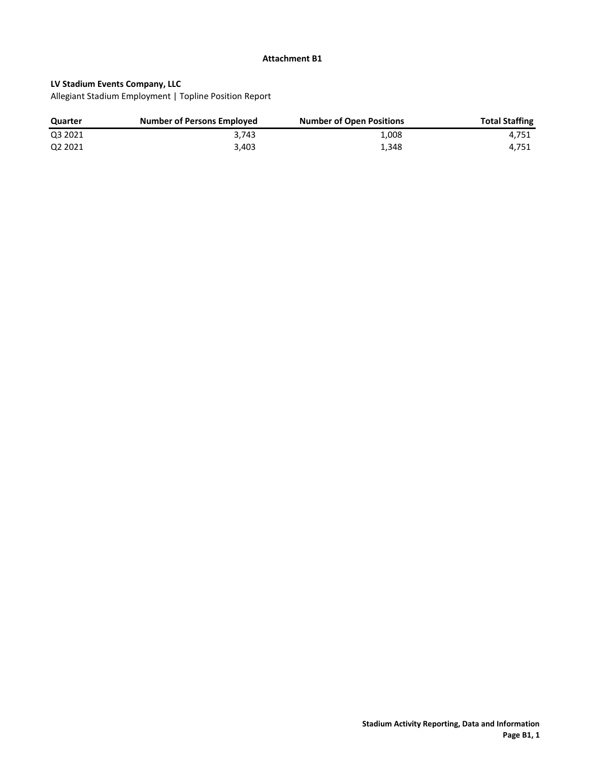**Attachment B1**

**LV Stadium Events Company, LLC**

Allegiant Stadium Employment | Topline Position Report

| Quarter | Number of Persons Employed | Number of Open Positions | Total Staffing |
|---|---|---|---|
| Q3 2021 | 3,743 | 1,008 | 4,751 |
| Q2 2021 | 3,403 | 1,348 | 4,751 |